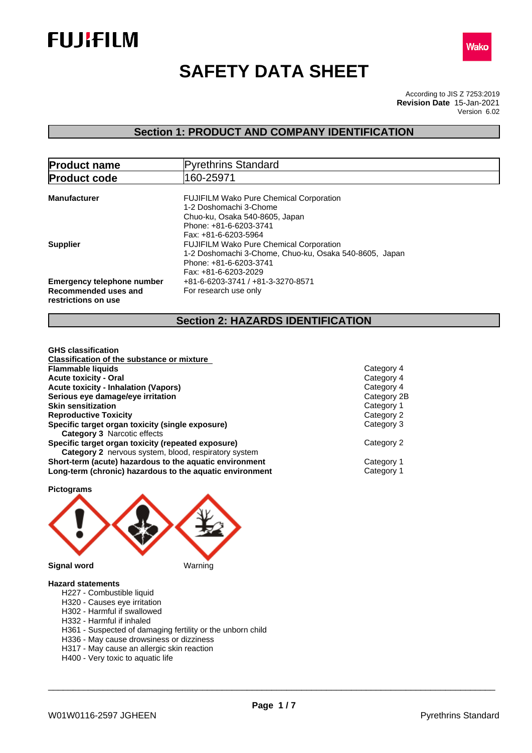FUJIFILM

Wako

# SAFETY DATA SHEET

According to JIS Z 7253:2019
**Revision Date** 15-Jan-2021
Version 6.02

## Section 1: PRODUCT AND COMPANY IDENTIFICATION

| **Product name** | Pyrethrins Standard |
|---|---|
| **Product code** | 160-25971 |

**Manufacturer**
FUJIFILM Wako Pure Chemical Corporation
1-2 Doshomachi 3-Chome
Chuo-ku, Osaka 540-8605, Japan
Phone: +81-6-6203-3741
Fax: +81-6-6203-5964

**Supplier**
FUJIFILM Wako Pure Chemical Corporation
1-2 Doshomachi 3-Chome, Chuo-ku, Osaka 540-8605, Japan
Phone: +81-6-6203-3741
Fax: +81-6-6203-2029

**Emergency telephone number** +81-6-6203-3741 / +81-3-3270-8571

**Recommended uses and restrictions on use** For research use only

## Section 2: HAZARDS IDENTIFICATION

**GHS classification**

**Classification of the substance or mixture**

| | |
|---|---|
| **Flammable liquids** | Category 4 |
| **Acute toxicity - Oral** | Category 4 |
| **Acute toxicity - Inhalation (Vapors)** | Category 4 |
| **Serious eye damage/eye irritation** | Category 2B |
| **Skin sensitization** | Category 1 |
| **Reproductive Toxicity** | Category 2 |
| **Specific target organ toxicity (single exposure)** | Category 3 |
| **Category 3** Narcotic effects | |
| **Specific target organ toxicity (repeated exposure)** | Category 2 |
| **Category 2** nervous system, blood, respiratory system | |
| **Short-term (acute) hazardous to the aquatic environment** | Category 1 |
| **Long-term (chronic) hazardous to the aquatic environment** | Category 1 |

**Pictograms**

**Signal word** Warning

**Hazard statements**

- H227 - Combustible liquid
- H320 - Causes eye irritation
- H302 - Harmful if swallowed
- H332 - Harmful if inhaled
- H361 - Suspected of damaging fertility or the unborn child
- H336 - May cause drowsiness or dizziness
- H317 - May cause an allergic skin reaction
- H400 - Very toxic to aquatic life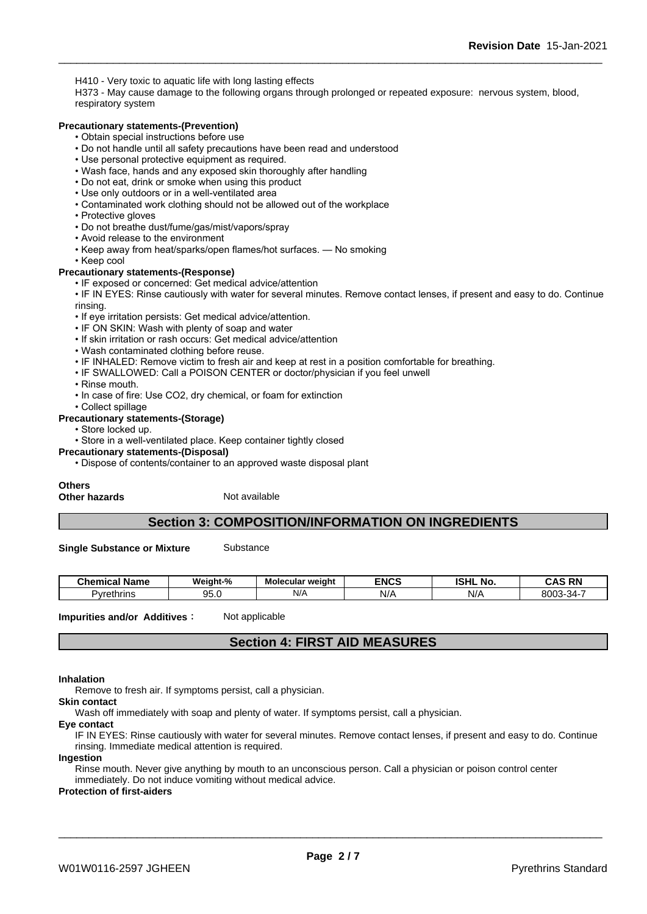H410 - Very toxic to aquatic life with long lasting effects
H373 - May cause damage to the following organs through prolonged or repeated exposure: nervous system, blood, respiratory system

**Precautionary statements-(Prevention)**

- Obtain special instructions before use
- Do not handle until all safety precautions have been read and understood
- Use personal protective equipment as required.
- Wash face, hands and any exposed skin thoroughly after handling
- Do not eat, drink or smoke when using this product
- Use only outdoors or in a well-ventilated area
- Contaminated work clothing should not be allowed out of the workplace
- Protective gloves
- Do not breathe dust/fume/gas/mist/vapors/spray
- Avoid release to the environment
- Keep away from heat/sparks/open flames/hot surfaces. — No smoking
- Keep cool

**Precautionary statements-(Response)**

- IF exposed or concerned: Get medical advice/attention
- IF IN EYES: Rinse cautiously with water for several minutes. Remove contact lenses, if present and easy to do. Continue rinsing.
- If eye irritation persists: Get medical advice/attention.
- IF ON SKIN: Wash with plenty of soap and water
- If skin irritation or rash occurs: Get medical advice/attention
- Wash contaminated clothing before reuse.
- IF INHALED: Remove victim to fresh air and keep at rest in a position comfortable for breathing.
- IF SWALLOWED: Call a POISON CENTER or doctor/physician if you feel unwell
- Rinse mouth.
- In case of fire: Use CO2, dry chemical, or foam for extinction
- Collect spillage

**Precautionary statements-(Storage)**

- Store locked up.
- Store in a well-ventilated place. Keep container tightly closed

**Precautionary statements-(Disposal)**

- Dispose of contents/container to an approved waste disposal plant

**Others**

**Other hazards** Not available

## Section 3: COMPOSITION/INFORMATION ON INGREDIENTS

**Single Substance or Mixture** Substance

| Chemical Name | Weight-% | Molecular weight | ENCS | ISHL No. | CAS RN |
|---|---|---|---|---|---|
| Pyrethrins | 95.0 | N/A | N/A | N/A | 8003-34-7 |

**Impurities and/or Additives**： Not applicable

## Section 4: FIRST AID MEASURES

**Inhalation**

Remove to fresh air. If symptoms persist, call a physician.

**Skin contact**

Wash off immediately with soap and plenty of water. If symptoms persist, call a physician.

**Eye contact**

IF IN EYES: Rinse cautiously with water for several minutes. Remove contact lenses, if present and easy to do. Continue rinsing. Immediate medical attention is required.

**Ingestion**

Rinse mouth. Never give anything by mouth to an unconscious person. Call a physician or poison control center immediately. Do not induce vomiting without medical advice.

**Protection of first-aiders**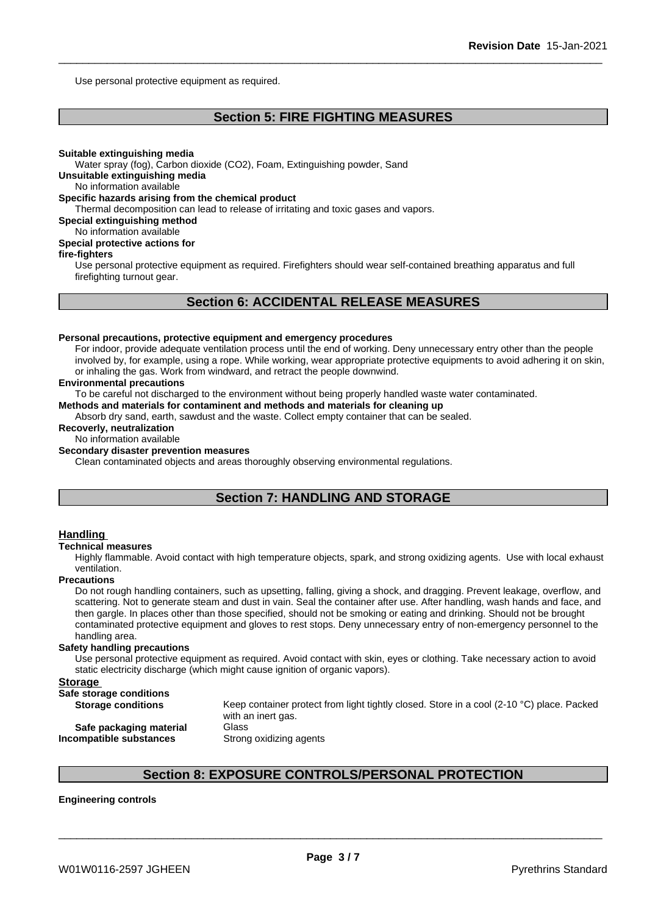Use personal protective equipment as required.

## Section 5: FIRE FIGHTING MEASURES

**Suitable extinguishing media**

Water spray (fog), Carbon dioxide ($CO_2$), Foam, Extinguishing powder, Sand

**Unsuitable extinguishing media**

No information available

**Specific hazards arising from the chemical product**

Thermal decomposition can lead to release of irritating and toxic gases and vapors.

**Special extinguishing method**

No information available

**Special protective actions for fire-fighters**

Use personal protective equipment as required. Firefighters should wear self-contained breathing apparatus and full firefighting turnout gear.

## Section 6: ACCIDENTAL RELEASE MEASURES

**Personal precautions, protective equipment and emergency procedures**

For indoor, provide adequate ventilation process until the end of working. Deny unnecessary entry other than the people involved by, for example, using a rope. While working, wear appropriate protective equipments to avoid adhering it on skin, or inhaling the gas. Work from windward, and retract the people downwind.

**Environmental precautions**

To be careful not discharged to the environment without being properly handled waste water contaminated.

**Methods and materials for contaminent and methods and materials for cleaning up**

Absorb dry sand, earth, sawdust and the waste. Collect empty container that can be sealed.

**Recoverly, neutralization**

No information available

**Secondary disaster prevention measures**

Clean contaminated objects and areas thoroughly observing environmental regulations.

## Section 7: HANDLING AND STORAGE

### Handling

**Technical measures**

Highly flammable. Avoid contact with high temperature objects, spark, and strong oxidizing agents. Use with local exhaust ventilation.

**Precautions**

Do not rough handling containers, such as upsetting, falling, giving a shock, and dragging. Prevent leakage, overflow, and scattering. Not to generate steam and dust in vain. Seal the container after use. After handling, wash hands and face, and then gargle. In places other than those specified, should not be smoking or eating and drinking. Should not be brought contaminated protective equipment and gloves to rest stops. Deny unnecessary entry of non-emergency personnel to the handling area.

**Safety handling precautions**

Use personal protective equipment as required. Avoid contact with skin, eyes or clothing. Take necessary action to avoid static electricity discharge (which might cause ignition of organic vapors).

### Storage

**Safe storage conditions**

**Storage conditions** Keep container protect from light tightly closed. Store in a cool (2-10 °C) place. Packed with an inert gas.

**Safe packaging material** Glass

**Incompatible substances** Strong oxidizing agents

## Section 8: EXPOSURE CONTROLS/PERSONAL PROTECTION

**Engineering controls**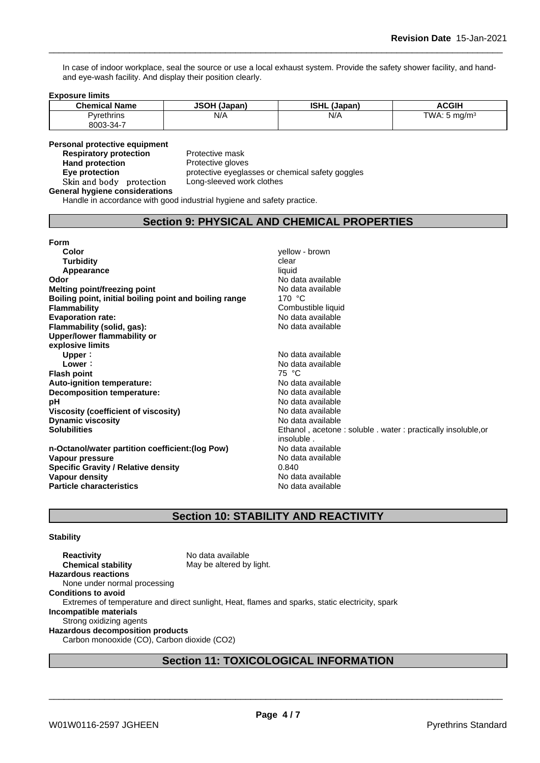In case of indoor workplace, seal the source or use a local exhaust system. Provide the safety shower facility, and hand-and eye-wash facility. And display their position clearly.

**Exposure limits**

| Chemical Name | JSOH (Japan) | ISHL (Japan) | ACGIH |
|---|---|---|---|
| Pyrethrins 8003-34-7 | N/A | N/A | TWA: 5 mg/m³ |

**Personal protective equipment**

**Respiratory protection** Protective mask
**Hand protection** Protective gloves
**Eye protection** protective eyeglasses or chemical safety goggles
Skin and body protection Long-sleeved work clothes

**General hygiene considerations**

Handle in accordance with good industrial hygiene and safety practice.

## Section 9: PHYSICAL AND CHEMICAL PROPERTIES

**Form**

| | |
|---|---|
| **Color** | yellow - brown |
| **Turbidity** | clear |
| **Appearance** | liquid |
| **Odor** | No data available |
| **Melting point/freezing point** | No data available |
| **Boiling point, initial boiling point and boiling range** | 170 °C |
| **Flammability** | Combustible liquid |
| **Evaporation rate:** | No data available |
| **Flammability (solid, gas):** | No data available |
| **Upper/lower flammability or explosive limits** | |
| **Upper**： | No data available |
| **Lower**： | No data available |
| **Flash point** | 75 °C |
| **Auto-ignition temperature:** | No data available |
| **Decomposition temperature:** | No data available |
| **pH** | No data available |
| **Viscosity (coefficient of viscosity)** | No data available |
| **Dynamic viscosity** | No data available |
| **Solubilities** | Ethanol , acetone : soluble . water : practically insoluble,or insoluble . |
| **n-Octanol/water partition coefficient:(log Pow)** | No data available |
| **Vapour pressure** | No data available |
| **Specific Gravity / Relative density** | 0.840 |
| **Vapour density** | No data available |
| **Particle characteristics** | No data available |

## Section 10: STABILITY AND REACTIVITY

**Stability**

**Reactivity** No data available
**Chemical stability** May be altered by light.

**Hazardous reactions**

None under normal processing

**Conditions to avoid**

Extremes of temperature and direct sunlight, Heat, flames and sparks, static electricity, spark

**Incompatible materials**

Strong oxidizing agents

**Hazardous decomposition products**

Carbon monooxide (CO), Carbon dioxide ($CO_2$)

## Section 11: TOXICOLOGICAL INFORMATION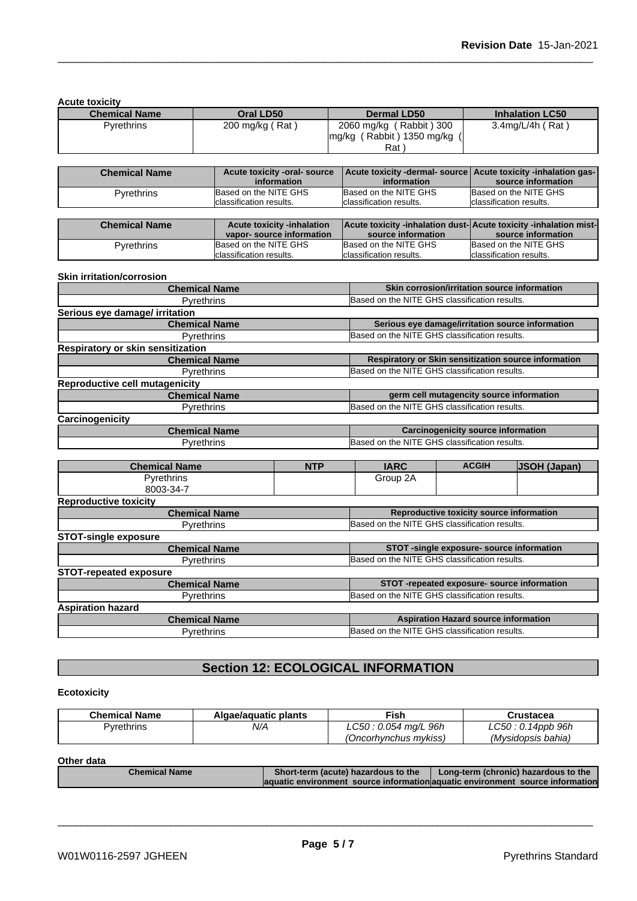**Acute toxicity**

| Chemical Name | Oral LD50 | Dermal LD50 | Inhalation LC50 |
| --- | --- | --- | --- |
| Pyrethrins | 200 mg/kg ( Rat ) | 2060 mg/kg ( Rabbit ) 300 mg/kg ( Rabbit ) 1350 mg/kg ( Rat ) | 3.4mg/L/4h ( Rat ) |

| Chemical Name | Acute toxicity -oral- source information | Acute toxicity -dermal- source information | Acute toxicity -inhalation gas- source information |
| --- | --- | --- | --- |
| Pyrethrins | Based on the NITE GHS classification results. | Based on the NITE GHS classification results. | Based on the NITE GHS classification results. |

| Chemical Name | Acute toxicity -inhalation vapor- source information | Acute toxicity -inhalation dust- source information | Acute toxicity -inhalation mist- source information |
| --- | --- | --- | --- |
| Pyrethrins | Based on the NITE GHS classification results. | Based on the NITE GHS classification results. | Based on the NITE GHS classification results. |

**Skin irritation/corrosion**

| Chemical Name | Skin corrosion/irritation source information |
| --- | --- |
| Pyrethrins | Based on the NITE GHS classification results. |

**Serious eye damage/ irritation**

| Chemical Name | Serious eye damage/irritation source information |
| --- | --- |
| Pyrethrins | Based on the NITE GHS classification results. |

**Respiratory or skin sensitization**

| Chemical Name | Respiratory or Skin sensitization source information |
| --- | --- |
| Pyrethrins | Based on the NITE GHS classification results. |

**Reproductive cell mutagenicity**

| Chemical Name | germ cell mutagencity source information |
| --- | --- |
| Pyrethrins | Based on the NITE GHS classification results. |

**Carcinogenicity**

| Chemical Name | Carcinogenicity source information |
| --- | --- |
| Pyrethrins | Based on the NITE GHS classification results. |

| Chemical Name | NTP | IARC | ACGIH | JSOH (Japan) |
| --- | --- | --- | --- | --- |
| Pyrethrins 8003-34-7 | | Group 2A | | |

**Reproductive toxicity**

| Chemical Name | Reproductive toxicity source information |
| --- | --- |
| Pyrethrins | Based on the NITE GHS classification results. |

**STOT-single exposure**

| Chemical Name | STOT -single exposure- source information |
| --- | --- |
| Pyrethrins | Based on the NITE GHS classification results. |

**STOT-repeated exposure**

| Chemical Name | STOT -repeated exposure- source information |
| --- | --- |
| Pyrethrins | Based on the NITE GHS classification results. |

**Aspiration hazard**

| Chemical Name | Aspiration Hazard source information |
| --- | --- |
| Pyrethrins | Based on the NITE GHS classification results. |

## Section 12: ECOLOGICAL INFORMATION

**Ecotoxicity**

| Chemical Name | Algae/aquatic plants | Fish | Crustacea |
| --- | --- | --- | --- |
| Pyrethrins | *N/A* | *LC50 : 0.054 mg/L 96h (Oncorhynchus mykiss)* | *LC50 : 0.14ppb 96h (Mysidopsis bahia)* |

**Other data**

| Chemical Name | Short-term (acute) hazardous to the aquatic environment source information | Long-term (chronic) hazardous to the aquatic environment source information |
| --- | --- | --- |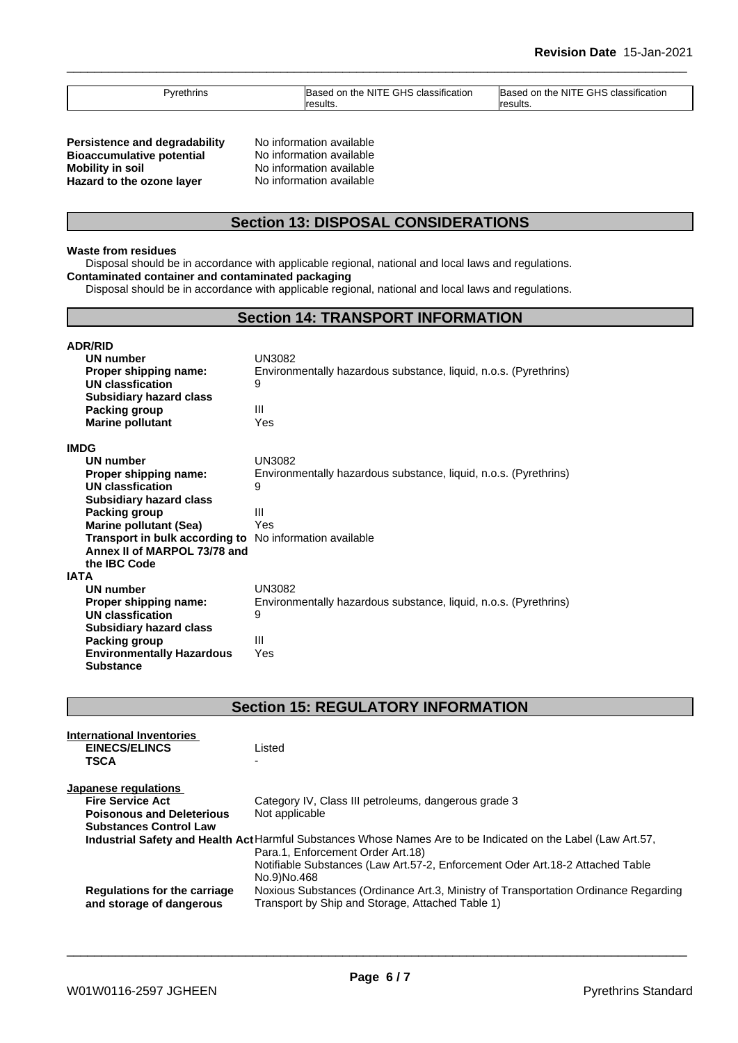| Pyrethrins | Based on the NITE GHS classification results. | Based on the NITE GHS classification results. |
|---|---|---|

**Persistence and degradability** No information available
**Bioaccumulative potential** No information available
**Mobility in soil** No information available
**Hazard to the ozone layer** No information available

## Section 13: DISPOSAL CONSIDERATIONS

**Waste from residues**
Disposal should be in accordance with applicable regional, national and local laws and regulations.
**Contaminated container and contaminated packaging**
Disposal should be in accordance with applicable regional, national and local laws and regulations.

## Section 14: TRANSPORT INFORMATION

**ADR/RID**

| | |
|---|---|
| **UN number** | UN3082 |
| **Proper shipping name:** | Environmentally hazardous substance, liquid, n.o.s. (Pyrethrins) |
| **UN classfication** | 9 |
| **Subsidiary hazard class** | |
| **Packing group** | III |
| **Marine pollutant** | Yes |

**IMDG**

| | |
|---|---|
| **UN number** | UN3082 |
| **Proper shipping name:** | Environmentally hazardous substance, liquid, n.o.s. (Pyrethrins) |
| **UN classfication** | 9 |
| **Subsidiary hazard class** | |
| **Packing group** | III |
| **Marine pollutant (Sea)** | Yes |
| **Transport in bulk according to Annex II of MARPOL 73/78 and the IBC Code** | No information available |

**IATA**

| | |
|---|---|
| **UN number** | UN3082 |
| **Proper shipping name:** | Environmentally hazardous substance, liquid, n.o.s. (Pyrethrins) |
| **UN classfication** | 9 |
| **Subsidiary hazard class** | |
| **Packing group** | III |
| **Environmentally Hazardous Substance** | Yes |

## Section 15: REGULATORY INFORMATION

**International Inventories**

| | |
|---|---|
| **EINECS/ELINCS** | Listed |
| **TSCA** | - |

**Japanese regulations**

| | |
|---|---|
| **Fire Service Act** | Category IV, Class III petroleums, dangerous grade 3 |
| **Poisonous and Deleterious Substances Control Law** | Not applicable |
| **Industrial Safety and Health Act** | Harmful Substances Whose Names Are to be Indicated on the Label (Law Art.57, Para.1, Enforcement Order Art.18)<br>Notifiable Substances (Law Art.57-2, Enforcement Oder Art.18-2 Attached Table No.9)No.468 |
| **Regulations for the carriage and storage of dangerous** | Noxious Substances (Ordinance Art.3, Ministry of Transportation Ordinance Regarding Transport by Ship and Storage, Attached Table 1) |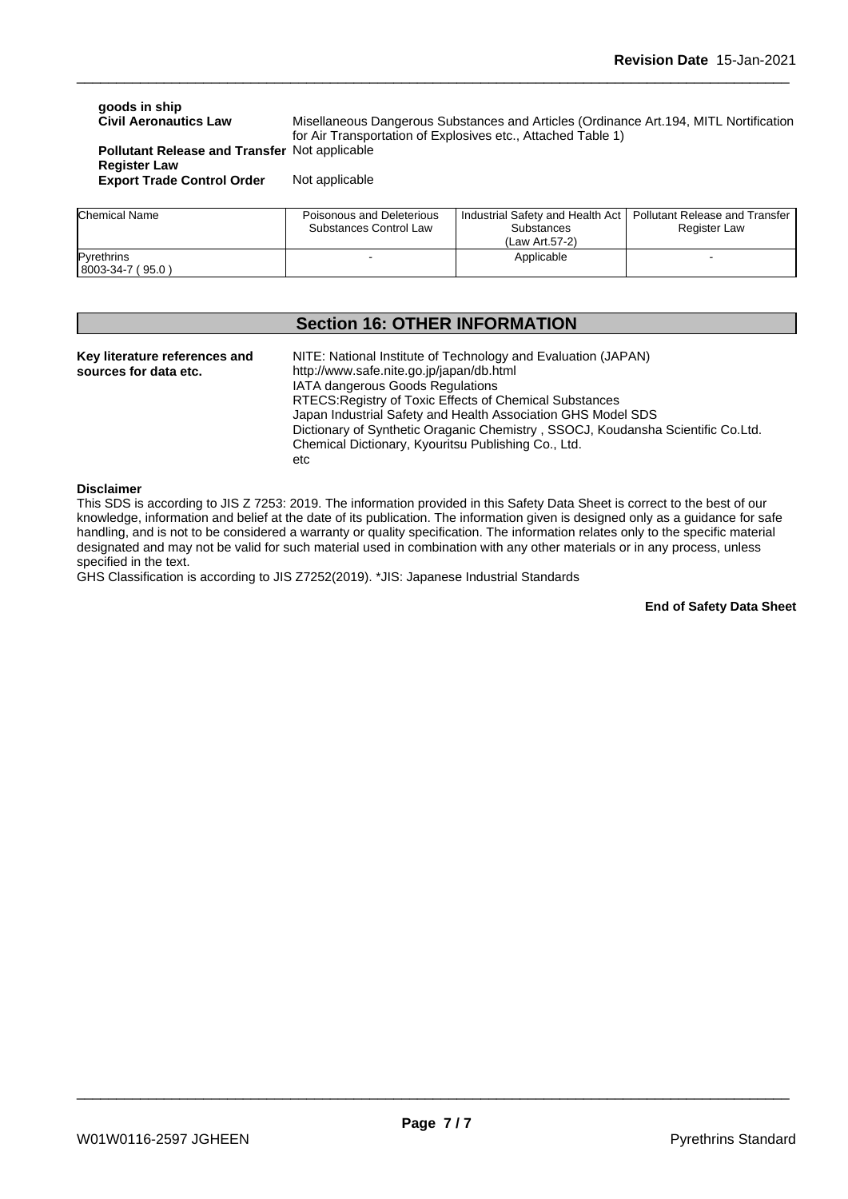**goods in ship**

**Civil Aeronautics Law** Misellaneous Dangerous Substances and Articles (Ordinance Art.194, MITL Nortification for Air Transportation of Explosives etc., Attached Table 1)

**Pollutant Release and Transfer Register Law** Not applicable

**Export Trade Control Order** Not applicable

| Chemical Name | Poisonous and Deleterious Substances Control Law | Industrial Safety and Health Act Substances (Law Art.57-2) | Pollutant Release and Transfer Register Law |
|---|---|---|---|
| Pyrethrins 8003-34-7 ( 95.0 ) | - | Applicable | - |

## Section 16: OTHER INFORMATION

**Key literature references and sources for data etc.**

NITE: National Institute of Technology and Evaluation (JAPAN)
http://www.safe.nite.go.jp/japan/db.html
IATA dangerous Goods Regulations
RTECS:Registry of Toxic Effects of Chemical Substances
Japan Industrial Safety and Health Association GHS Model SDS
Dictionary of Synthetic Oraganic Chemistry , SSOCJ, Koudansha Scientific Co.Ltd.
Chemical Dictionary, Kyouritsu Publishing Co., Ltd.
etc

**Disclaimer**

This SDS is according to JIS Z 7253: 2019. The information provided in this Safety Data Sheet is correct to the best of our knowledge, information and belief at the date of its publication. The information given is designed only as a guidance for safe handling, and is not to be considered a warranty or quality specification. The information relates only to the specific material designated and may not be valid for such material used in combination with any other materials or in any process, unless specified in the text.

GHS Classification is according to JIS Z7252(2019). *JIS: Japanese Industrial Standards

**End of Safety Data Sheet**